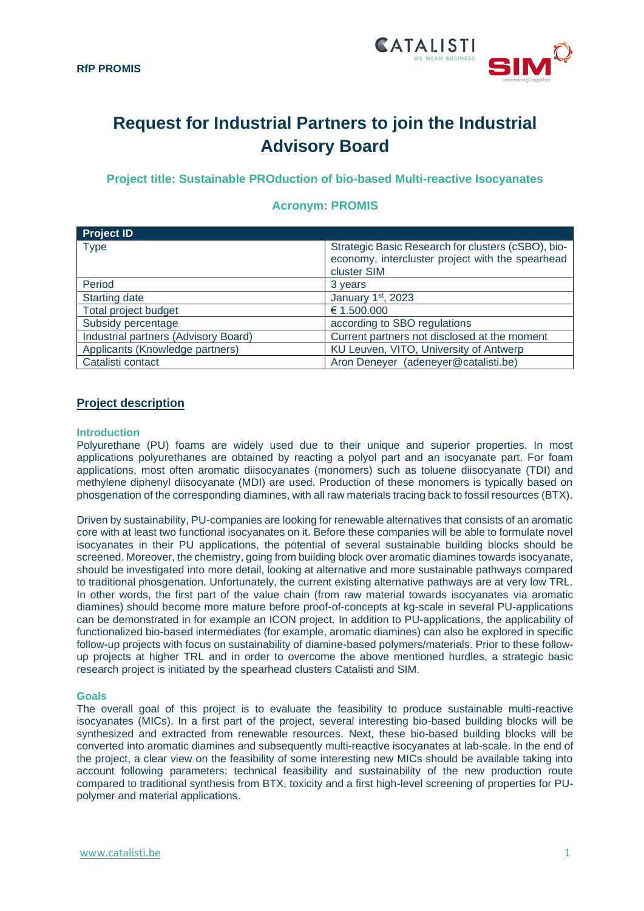**RfP PROMIS**

# Request for Industrial Partners to join the Industrial Advisory Board

### Project title: Sustainable PROduction of bio-based Multi-reactive Isocyanates

### Acronym: PROMIS

| Project ID | |
|---|---|
| Type | Strategic Basic Research for clusters (cSBO), bio-economy, intercluster project with the spearhead cluster SIM |
| Period | 3 years |
| Starting date | January 1st, 2023 |
| Total project budget | € 1.500.000 |
| Subsidy percentage | according to SBO regulations |
| Industrial partners (Advisory Board) | Current partners not disclosed at the moment |
| Applicants (Knowledge partners) | KU Leuven, VITO, University of Antwerp |
| Catalisti contact | Aron Deneyer (adeneyer@catalisti.be) |

## Project description

### Introduction

Polyurethane (PU) foams are widely used due to their unique and superior properties. In most applications polyurethanes are obtained by reacting a polyol part and an isocyanate part. For foam applications, most often aromatic diisocyanates (monomers) such as toluene diisocyanate (TDI) and methylene diphenyl diisocyanate (MDI) are used. Production of these monomers is typically based on phosgenation of the corresponding diamines, with all raw materials tracing back to fossil resources (BTX).

Driven by sustainability, PU-companies are looking for renewable alternatives that consists of an aromatic core with at least two functional isocyanates on it. Before these companies will be able to formulate novel isocyanates in their PU applications, the potential of several sustainable building blocks should be screened. Moreover, the chemistry, going from building block over aromatic diamines towards isocyanate, should be investigated into more detail, looking at alternative and more sustainable pathways compared to traditional phosgenation. Unfortunately, the current existing alternative pathways are at very low TRL. In other words, the first part of the value chain (from raw material towards isocyanates via aromatic diamines) should become more mature before proof-of-concepts at kg-scale in several PU-applications can be demonstrated in for example an ICON project. In addition to PU-applications, the applicability of functionalized bio-based intermediates (for example, aromatic diamines) can also be explored in specific follow-up projects with focus on sustainability of diamine-based polymers/materials. Prior to these follow-up projects at higher TRL and in order to overcome the above mentioned hurdles, a strategic basic research project is initiated by the spearhead clusters Catalisti and SIM.

### Goals

The overall goal of this project is to evaluate the feasibility to produce sustainable multi-reactive isocyanates (MICs). In a first part of the project, several interesting bio-based building blocks will be synthesized and extracted from renewable resources. Next, these bio-based building blocks will be converted into aromatic diamines and subsequently multi-reactive isocyanates at lab-scale. In the end of the project, a clear view on the feasibility of some interesting new MICs should be available taking into account following parameters: technical feasibility and sustainability of the new production route compared to traditional synthesis from BTX, toxicity and a first high-level screening of properties for PU-polymer and material applications.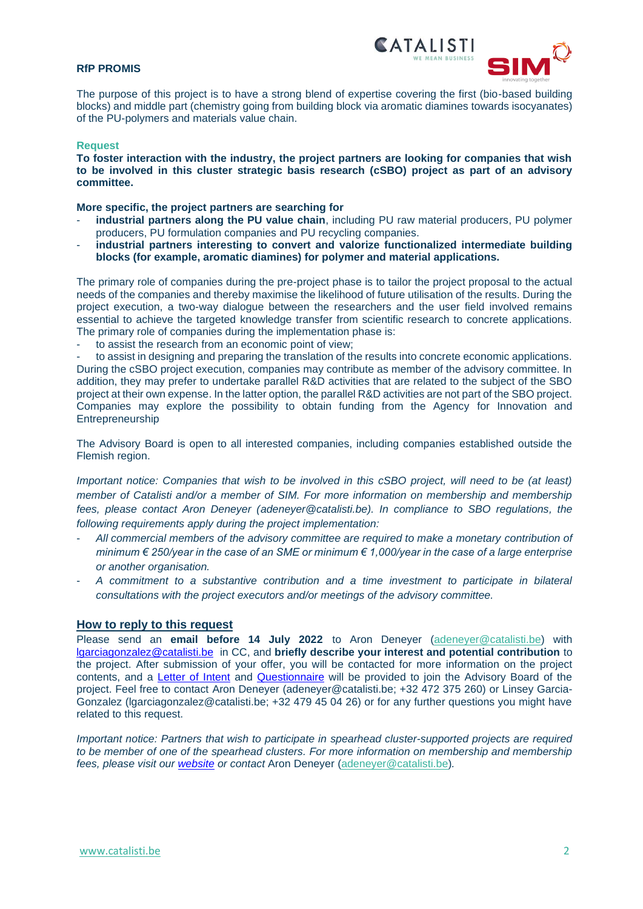**RfP PROMIS**

The purpose of this project is to have a strong blend of expertise covering the first (bio-based building blocks) and middle part (chemistry going from building block via aromatic diamines towards isocyanates) of the PU-polymers and materials value chain.

**Request**

**To foster interaction with the industry, the project partners are looking for companies that wish to be involved in this cluster strategic basis research (cSBO) project as part of an advisory committee.**

**More specific, the project partners are searching for**

- **industrial partners along the PU value chain**, including PU raw material producers, PU polymer producers, PU formulation companies and PU recycling companies.
- **industrial partners interesting to convert and valorize functionalized intermediate building blocks (for example, aromatic diamines) for polymer and material applications.**

The primary role of companies during the pre-project phase is to tailor the project proposal to the actual needs of the companies and thereby maximise the likelihood of future utilisation of the results. During the project execution, a two-way dialogue between the researchers and the user field involved remains essential to achieve the targeted knowledge transfer from scientific research to concrete applications. The primary role of companies during the implementation phase is:

- to assist the research from an economic point of view;
- to assist in designing and preparing the translation of the results into concrete economic applications.

During the cSBO project execution, companies may contribute as member of the advisory committee. In addition, they may prefer to undertake parallel R&D activities that are related to the subject of the SBO project at their own expense. In the latter option, the parallel R&D activities are not part of the SBO project. Companies may explore the possibility to obtain funding from the Agency for Innovation and Entrepreneurship

The Advisory Board is open to all interested companies, including companies established outside the Flemish region.

*Important notice: Companies that wish to be involved in this cSBO project, will need to be (at least) member of Catalisti and/or a member of SIM. For more information on membership and membership fees, please contact Aron Deneyer (adeneyer@catalisti.be). In compliance to SBO regulations, the following requirements apply during the project implementation:*

- *All commercial members of the advisory committee are required to make a monetary contribution of minimum € 250/year in the case of an SME or minimum € 1,000/year in the case of a large enterprise or another organisation.*
- *A commitment to a substantive contribution and a time investment to participate in bilateral consultations with the project executors and/or meetings of the advisory committee.*

## How to reply to this request

Please send an **email before 14 July 2022** to Aron Deneyer (adeneyer@catalisti.be) with lgarciagonzalez@catalisti.be in CC, and **briefly describe your interest and potential contribution** to the project. After submission of your offer, you will be contacted for more information on the project contents, and a Letter of Intent and Questionnaire will be provided to join the Advisory Board of the project. Feel free to contact Aron Deneyer (adeneyer@catalisti.be; +32 472 375 260) or Linsey Garcia-Gonzalez (lgarciagonzalez@catalisti.be; +32 479 45 04 26) or for any further questions you might have related to this request.

*Important notice: Partners that wish to participate in spearhead cluster-supported projects are required to be member of one of the spearhead clusters. For more information on membership and membership fees, please visit our website or contact* Aron Deneyer (adeneyer@catalisti.be)*.*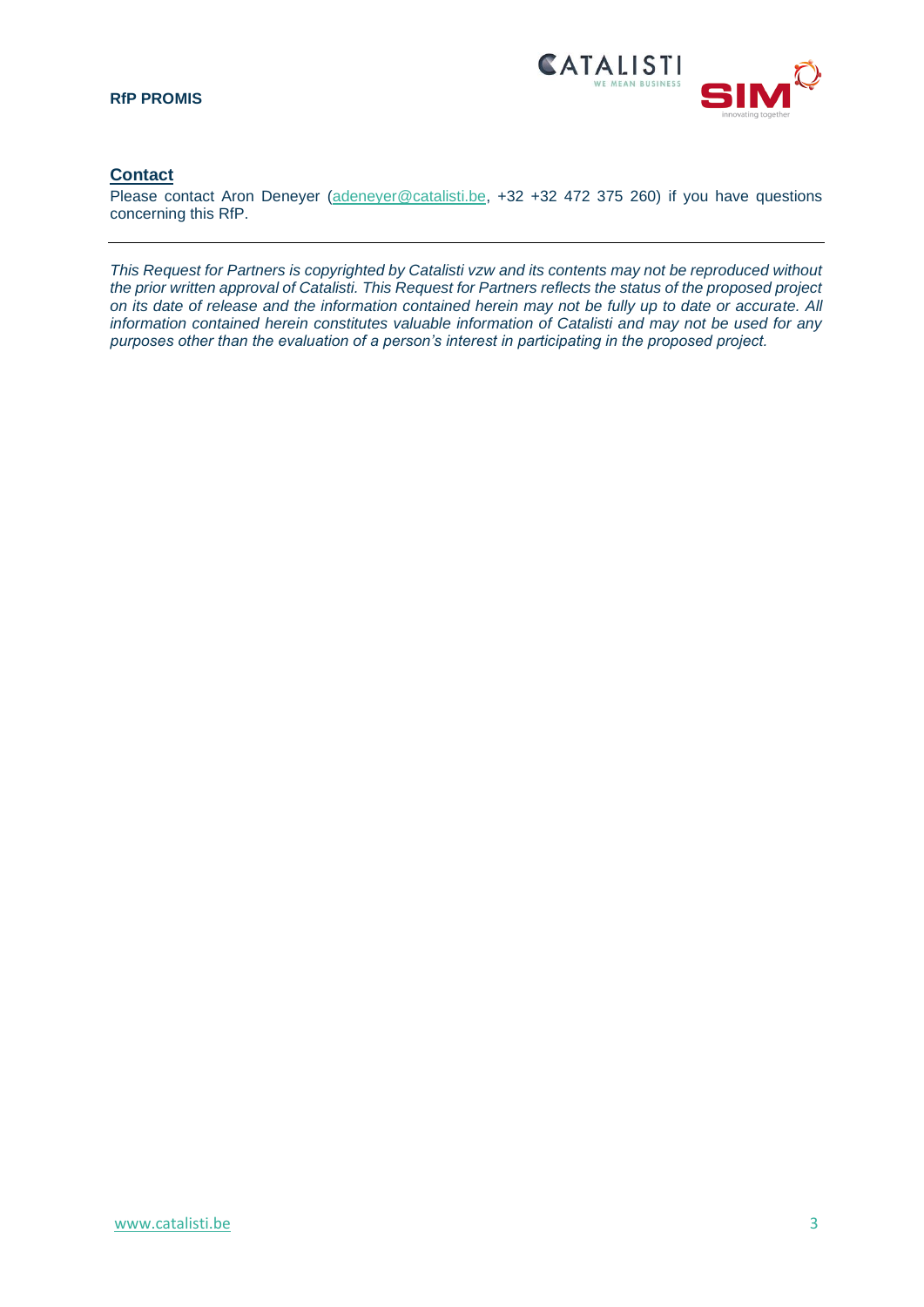## Contact

Please contact Aron Deneyer (adeneyer@catalisti.be, +32 +32 472 375 260) if you have questions concerning this RfP.

---

*This Request for Partners is copyrighted by Catalisti vzw and its contents may not be reproduced without the prior written approval of Catalisti. This Request for Partners reflects the status of the proposed project on its date of release and the information contained herein may not be fully up to date or accurate. All information contained herein constitutes valuable information of Catalisti and may not be used for any purposes other than the evaluation of a person's interest in participating in the proposed project.*